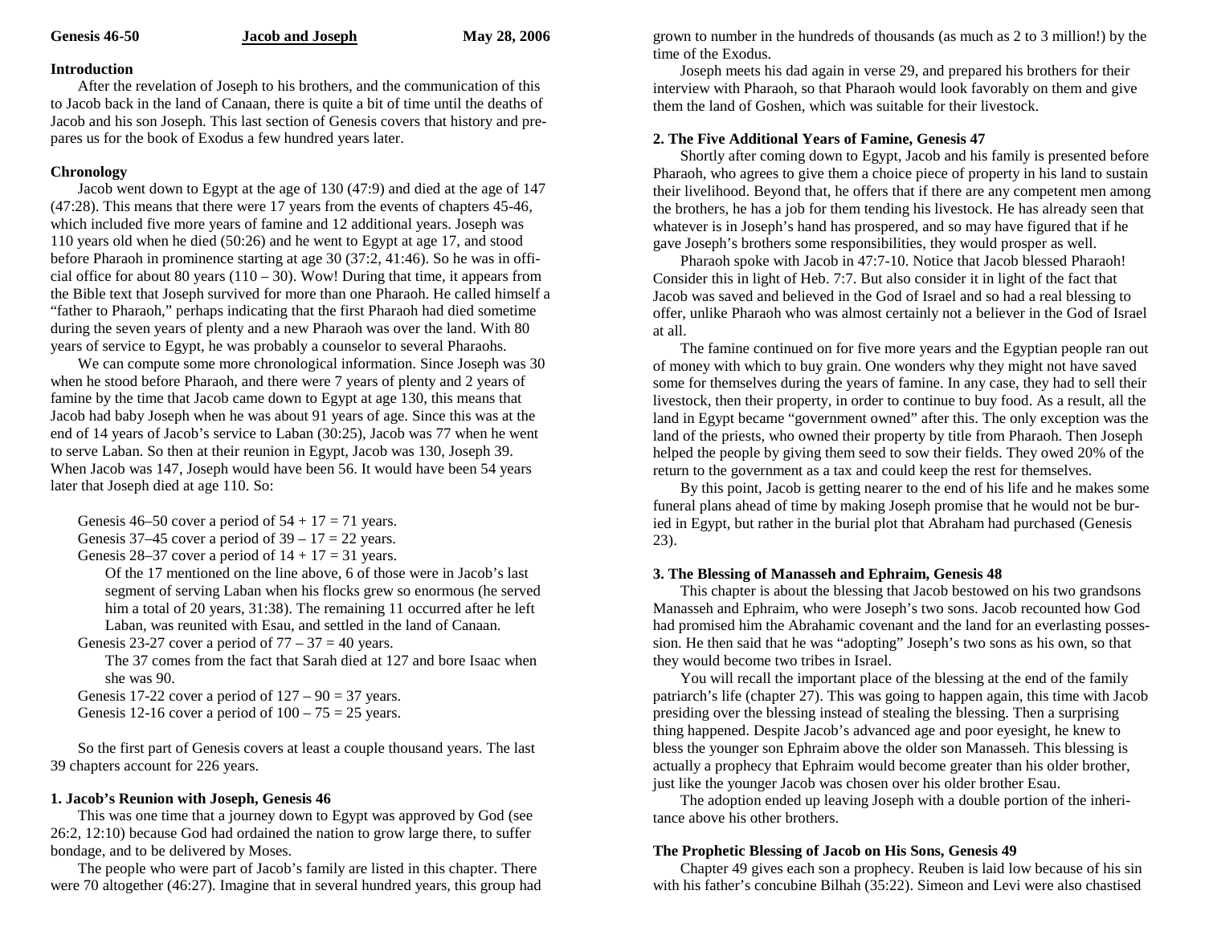**Genesis 46-50** **Jacob and Joseph** **May 28, 2006**

### Introduction

After the revelation of Joseph to his brothers, and the communication of this to Jacob back in the land of Canaan, there is quite a bit of time until the deaths of Jacob and his son Joseph. This last section of Genesis covers that history and prepares us for the book of Exodus a few hundred years later.

### Chronology

Jacob went down to Egypt at the age of 130 (47:9) and died at the age of 147 (47:28). This means that there were 17 years from the events of chapters 45-46, which included five more years of famine and 12 additional years. Joseph was 110 years old when he died (50:26) and he went to Egypt at age 17, and stood before Pharaoh in prominence starting at age 30 (37:2, 41:46). So he was in official office for about 80 years (110 – 30). Wow! During that time, it appears from the Bible text that Joseph survived for more than one Pharaoh. He called himself a "father to Pharaoh," perhaps indicating that the first Pharaoh had died sometime during the seven years of plenty and a new Pharaoh was over the land. With 80 years of service to Egypt, he was probably a counselor to several Pharaohs.

We can compute some more chronological information. Since Joseph was 30 when he stood before Pharaoh, and there were 7 years of plenty and 2 years of famine by the time that Jacob came down to Egypt at age 130, this means that Jacob had baby Joseph when he was about 91 years of age. Since this was at the end of 14 years of Jacob's service to Laban (30:25), Jacob was 77 when he went to serve Laban. So then at their reunion in Egypt, Jacob was 130, Joseph 39. When Jacob was 147, Joseph would have been 56. It would have been 54 years later that Joseph died at age 110. So:

Genesis 46–50 cover a period of 54 + 17 = 71 years.
Genesis 37–45 cover a period of 39 – 17 = 22 years.
Genesis 28–37 cover a period of 14 + 17 = 31 years.

> Of the 17 mentioned on the line above, 6 of those were in Jacob's last segment of serving Laban when his flocks grew so enormous (he served him a total of 20 years, 31:38). The remaining 11 occurred after he left Laban, was reunited with Esau, and settled in the land of Canaan.

Genesis 23-27 cover a period of 77 – 37 = 40 years.

> The 37 comes from the fact that Sarah died at 127 and bore Isaac when she was 90.

Genesis 17-22 cover a period of 127 – 90 = 37 years.
Genesis 12-16 cover a period of 100 – 75 = 25 years.

So the first part of Genesis covers at least a couple thousand years. The last 39 chapters account for 226 years.

### 1. Jacob's Reunion with Joseph, Genesis 46

This was one time that a journey down to Egypt was approved by God (see 26:2, 12:10) because God had ordained the nation to grow large there, to suffer bondage, and to be delivered by Moses.

The people who were part of Jacob's family are listed in this chapter. There were 70 altogether (46:27). Imagine that in several hundred years, this group had grown to number in the hundreds of thousands (as much as 2 to 3 million!) by the time of the Exodus.

Joseph meets his dad again in verse 29, and prepared his brothers for their interview with Pharaoh, so that Pharaoh would look favorably on them and give them the land of Goshen, which was suitable for their livestock.

### 2. The Five Additional Years of Famine, Genesis 47

Shortly after coming down to Egypt, Jacob and his family is presented before Pharaoh, who agrees to give them a choice piece of property in his land to sustain their livelihood. Beyond that, he offers that if there are any competent men among the brothers, he has a job for them tending his livestock. He has already seen that whatever is in Joseph's hand has prospered, and so may have figured that if he gave Joseph's brothers some responsibilities, they would prosper as well.

Pharaoh spoke with Jacob in 47:7-10. Notice that Jacob blessed Pharaoh! Consider this in light of Heb. 7:7. But also consider it in light of the fact that Jacob was saved and believed in the God of Israel and so had a real blessing to offer, unlike Pharaoh who was almost certainly not a believer in the God of Israel at all.

The famine continued on for five more years and the Egyptian people ran out of money with which to buy grain. One wonders why they might not have saved some for themselves during the years of famine. In any case, they had to sell their livestock, then their property, in order to continue to buy food. As a result, all the land in Egypt became "government owned" after this. The only exception was the land of the priests, who owned their property by title from Pharaoh. Then Joseph helped the people by giving them seed to sow their fields. They owed 20% of the return to the government as a tax and could keep the rest for themselves.

By this point, Jacob is getting nearer to the end of his life and he makes some funeral plans ahead of time by making Joseph promise that he would not be buried in Egypt, but rather in the burial plot that Abraham had purchased (Genesis 23).

### 3. The Blessing of Manasseh and Ephraim, Genesis 48

This chapter is about the blessing that Jacob bestowed on his two grandsons Manasseh and Ephraim, who were Joseph's two sons. Jacob recounted how God had promised him the Abrahamic covenant and the land for an everlasting possession. He then said that he was "adopting" Joseph's two sons as his own, so that they would become two tribes in Israel.

You will recall the important place of the blessing at the end of the family patriarch's life (chapter 27). This was going to happen again, this time with Jacob presiding over the blessing instead of stealing the blessing. Then a surprising thing happened. Despite Jacob's advanced age and poor eyesight, he knew to bless the younger son Ephraim above the older son Manasseh. This blessing is actually a prophecy that Ephraim would become greater than his older brother, just like the younger Jacob was chosen over his older brother Esau.

The adoption ended up leaving Joseph with a double portion of the inheritance above his other brothers.

### The Prophetic Blessing of Jacob on His Sons, Genesis 49

Chapter 49 gives each son a prophecy. Reuben is laid low because of his sin with his father's concubine Bilhah (35:22). Simeon and Levi were also chastised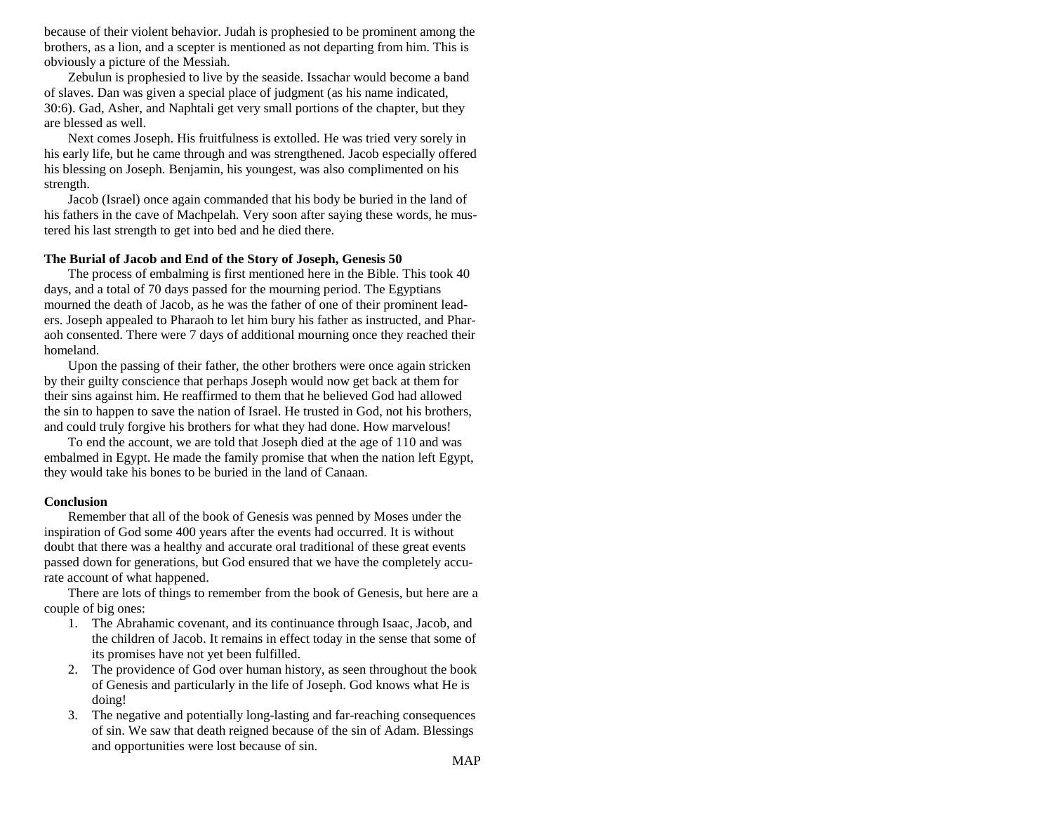because of their violent behavior. Judah is prophesied to be prominent among the brothers, as a lion, and a scepter is mentioned as not departing from him. This is obviously a picture of the Messiah.

Zebulun is prophesied to live by the seaside. Issachar would become a band of slaves. Dan was given a special place of judgment (as his name indicated, 30:6). Gad, Asher, and Naphtali get very small portions of the chapter, but they are blessed as well.

Next comes Joseph. His fruitfulness is extolled. He was tried very sorely in his early life, but he came through and was strengthened. Jacob especially offered his blessing on Joseph. Benjamin, his youngest, was also complimented on his strength.

Jacob (Israel) once again commanded that his body be buried in the land of his fathers in the cave of Machpelah. Very soon after saying these words, he mustered his last strength to get into bed and he died there.

**The Burial of Jacob and End of the Story of Joseph, Genesis 50**

The process of embalming is first mentioned here in the Bible. This took 40 days, and a total of 70 days passed for the mourning period. The Egyptians mourned the death of Jacob, as he was the father of one of their prominent leaders. Joseph appealed to Pharaoh to let him bury his father as instructed, and Pharaoh consented. There were 7 days of additional mourning once they reached their homeland.

Upon the passing of their father, the other brothers were once again stricken by their guilty conscience that perhaps Joseph would now get back at them for their sins against him. He reaffirmed to them that he believed God had allowed the sin to happen to save the nation of Israel. He trusted in God, not his brothers, and could truly forgive his brothers for what they had done. How marvelous!

To end the account, we are told that Joseph died at the age of 110 and was embalmed in Egypt. He made the family promise that when the nation left Egypt, they would take his bones to be buried in the land of Canaan.

**Conclusion**

Remember that all of the book of Genesis was penned by Moses under the inspiration of God some 400 years after the events had occurred. It is without doubt that there was a healthy and accurate oral traditional of these great events passed down for generations, but God ensured that we have the completely accurate account of what happened.

There are lots of things to remember from the book of Genesis, but here are a couple of big ones:

1. The Abrahamic covenant, and its continuance through Isaac, Jacob, and the children of Jacob. It remains in effect today in the sense that some of its promises have not yet been fulfilled.
2. The providence of God over human history, as seen throughout the book of Genesis and particularly in the life of Joseph. God knows what He is doing!
3. The negative and potentially long-lasting and far-reaching consequences of sin. We saw that death reigned because of the sin of Adam. Blessings and opportunities were lost because of sin.

MAP